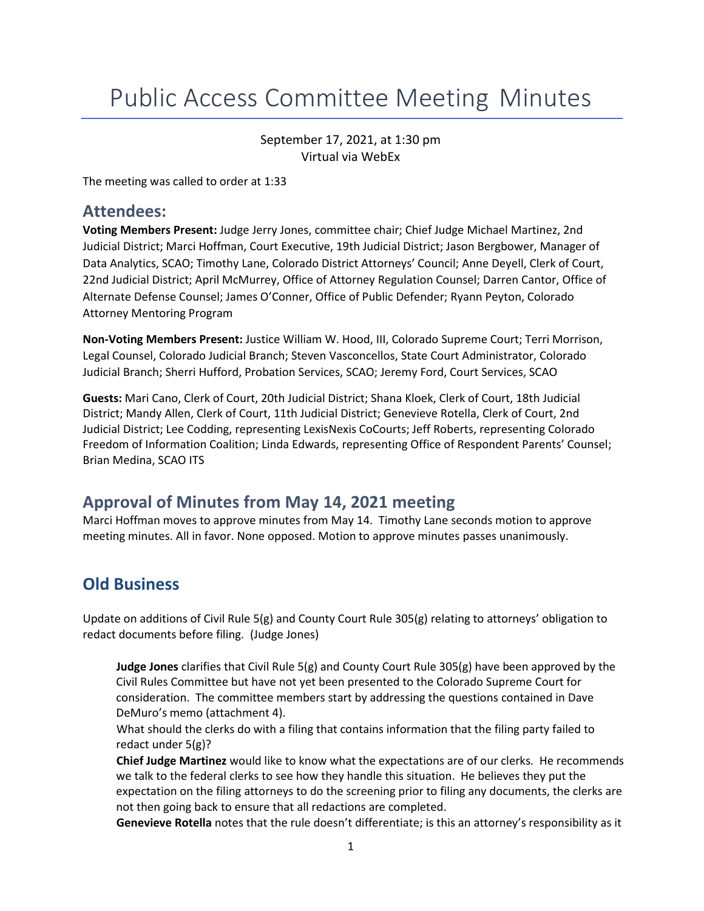# Public Access Committee Meeting Minutes

September 17, 2021, at 1:30 pm
Virtual via WebEx

The meeting was called to order at 1:33

## Attendees:

**Voting Members Present:** Judge Jerry Jones, committee chair; Chief Judge Michael Martinez, 2nd Judicial District; Marci Hoffman, Court Executive, 19th Judicial District; Jason Bergbower, Manager of Data Analytics, SCAO; Timothy Lane, Colorado District Attorneys' Council; Anne Deyell, Clerk of Court, 22nd Judicial District; April McMurrey, Office of Attorney Regulation Counsel; Darren Cantor, Office of Alternate Defense Counsel; James O'Conner, Office of Public Defender; Ryann Peyton, Colorado Attorney Mentoring Program

**Non-Voting Members Present:** Justice William W. Hood, III, Colorado Supreme Court; Terri Morrison, Legal Counsel, Colorado Judicial Branch; Steven Vasconcellos, State Court Administrator, Colorado Judicial Branch; Sherri Hufford, Probation Services, SCAO; Jeremy Ford, Court Services, SCAO

**Guests:** Mari Cano, Clerk of Court, 20th Judicial District; Shana Kloek, Clerk of Court, 18th Judicial District; Mandy Allen, Clerk of Court, 11th Judicial District; Genevieve Rotella, Clerk of Court, 2nd Judicial District; Lee Codding, representing LexisNexis CoCourts; Jeff Roberts, representing Colorado Freedom of Information Coalition; Linda Edwards, representing Office of Respondent Parents' Counsel; Brian Medina, SCAO ITS

## Approval of Minutes from May 14, 2021 meeting

Marci Hoffman moves to approve minutes from May 14. Timothy Lane seconds motion to approve meeting minutes. All in favor. None opposed. Motion to approve minutes passes unanimously.

## Old Business

Update on additions of Civil Rule 5(g) and County Court Rule 305(g) relating to attorneys' obligation to redact documents before filing. (Judge Jones)

**Judge Jones** clarifies that Civil Rule 5(g) and County Court Rule 305(g) have been approved by the Civil Rules Committee but have not yet been presented to the Colorado Supreme Court for consideration. The committee members start by addressing the questions contained in Dave DeMuro's memo (attachment 4).

What should the clerks do with a filing that contains information that the filing party failed to redact under 5(g)?

**Chief Judge Martinez** would like to know what the expectations are of our clerks. He recommends we talk to the federal clerks to see how they handle this situation. He believes they put the expectation on the filing attorneys to do the screening prior to filing any documents, the clerks are not then going back to ensure that all redactions are completed.

**Genevieve Rotella** notes that the rule doesn't differentiate; is this an attorney's responsibility as it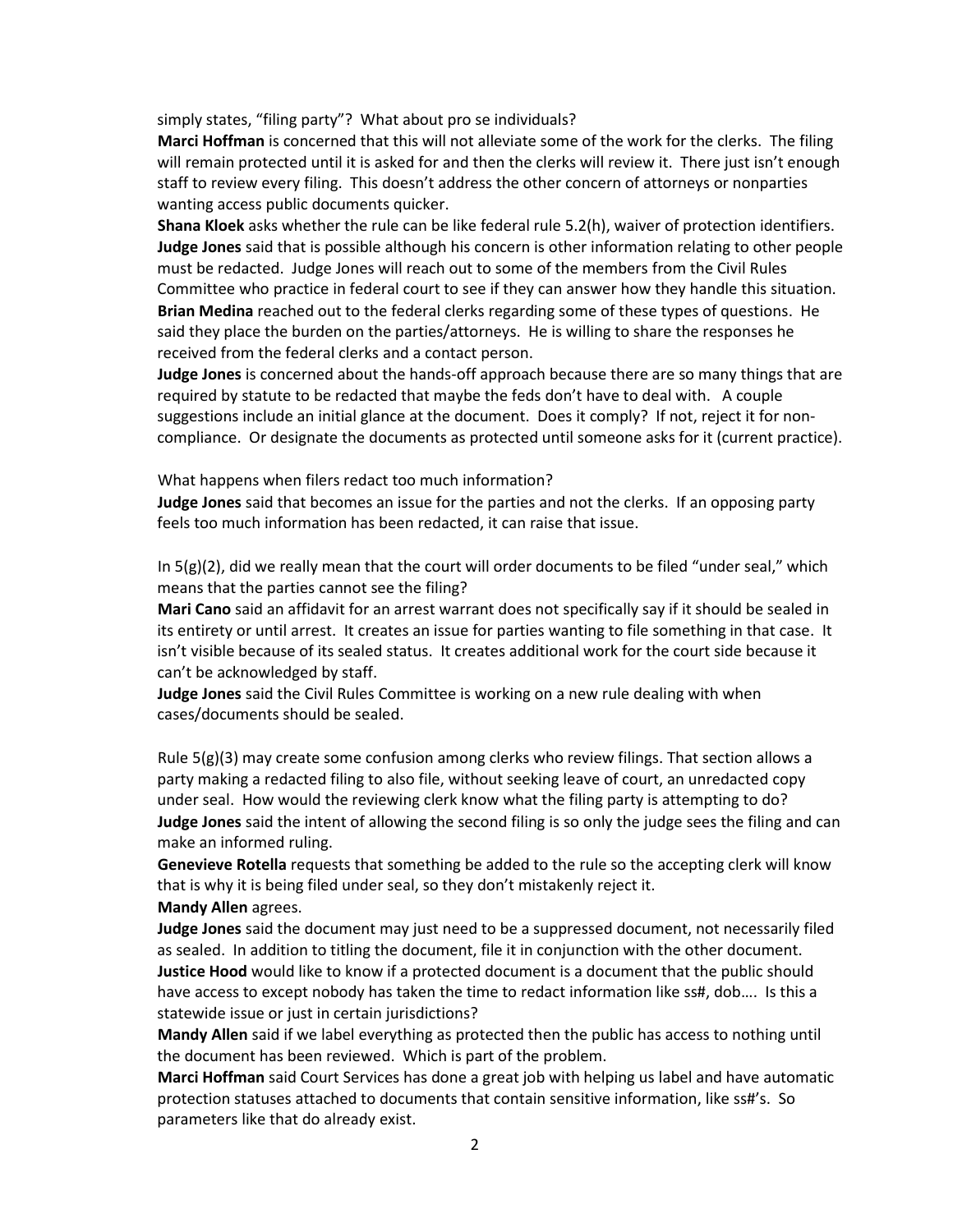simply states, "filing party"? What about pro se individuals?

**Marci Hoffman** is concerned that this will not alleviate some of the work for the clerks. The filing will remain protected until it is asked for and then the clerks will review it. There just isn't enough staff to review every filing. This doesn't address the other concern of attorneys or nonparties wanting access public documents quicker.

**Shana Kloek** asks whether the rule can be like federal rule 5.2(h), waiver of protection identifiers.

**Judge Jones** said that is possible although his concern is other information relating to other people must be redacted. Judge Jones will reach out to some of the members from the Civil Rules Committee who practice in federal court to see if they can answer how they handle this situation.

**Brian Medina** reached out to the federal clerks regarding some of these types of questions. He said they place the burden on the parties/attorneys. He is willing to share the responses he received from the federal clerks and a contact person.

**Judge Jones** is concerned about the hands-off approach because there are so many things that are required by statute to be redacted that maybe the feds don't have to deal with. A couple suggestions include an initial glance at the document. Does it comply? If not, reject it for non-compliance. Or designate the documents as protected until someone asks for it (current practice).

What happens when filers redact too much information?

**Judge Jones** said that becomes an issue for the parties and not the clerks. If an opposing party feels too much information has been redacted, it can raise that issue.

In 5(g)(2), did we really mean that the court will order documents to be filed "under seal," which means that the parties cannot see the filing?

**Mari Cano** said an affidavit for an arrest warrant does not specifically say if it should be sealed in its entirety or until arrest. It creates an issue for parties wanting to file something in that case. It isn't visible because of its sealed status. It creates additional work for the court side because it can't be acknowledged by staff.

**Judge Jones** said the Civil Rules Committee is working on a new rule dealing with when cases/documents should be sealed.

Rule 5(g)(3) may create some confusion among clerks who review filings. That section allows a party making a redacted filing to also file, without seeking leave of court, an unredacted copy under seal. How would the reviewing clerk know what the filing party is attempting to do?

**Judge Jones** said the intent of allowing the second filing is so only the judge sees the filing and can make an informed ruling.

**Genevieve Rotella** requests that something be added to the rule so the accepting clerk will know that is why it is being filed under seal, so they don't mistakenly reject it.

**Mandy Allen** agrees.

**Judge Jones** said the document may just need to be a suppressed document, not necessarily filed as sealed. In addition to titling the document, file it in conjunction with the other document.

**Justice Hood** would like to know if a protected document is a document that the public should have access to except nobody has taken the time to redact information like ss#, dob…. Is this a statewide issue or just in certain jurisdictions?

**Mandy Allen** said if we label everything as protected then the public has access to nothing until the document has been reviewed. Which is part of the problem.

**Marci Hoffman** said Court Services has done a great job with helping us label and have automatic protection statuses attached to documents that contain sensitive information, like ss#'s. So parameters like that do already exist.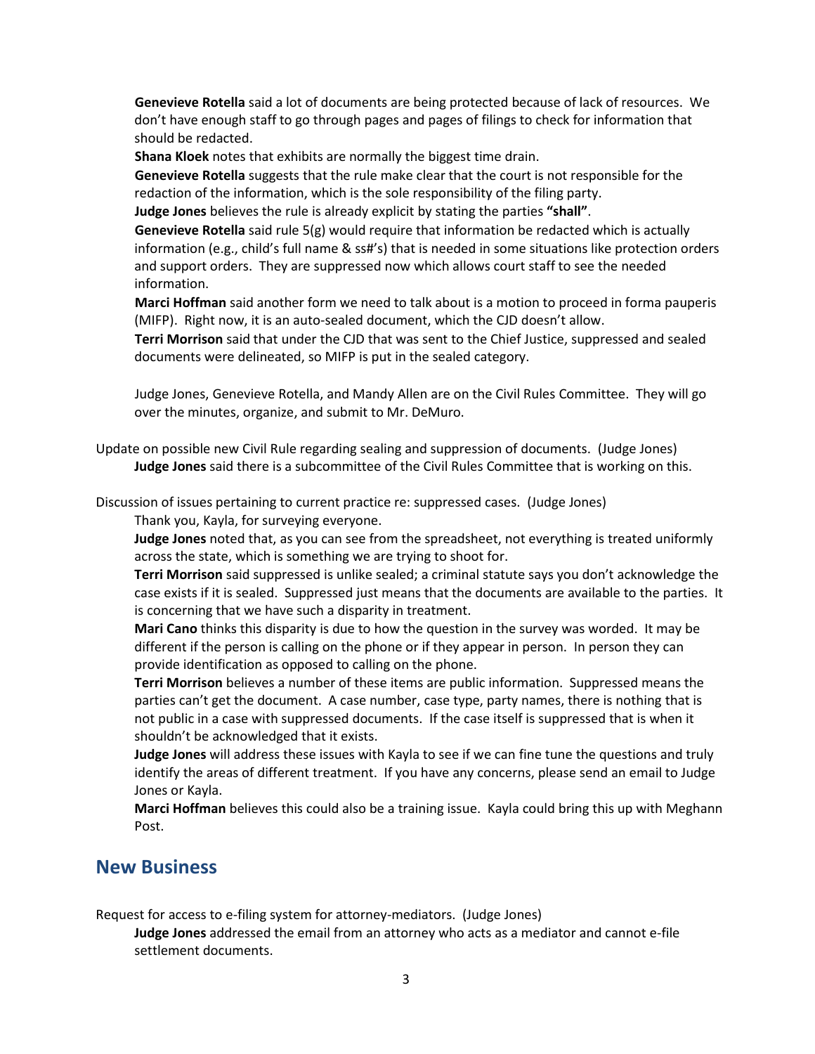**Genevieve Rotella** said a lot of documents are being protected because of lack of resources. We don't have enough staff to go through pages and pages of filings to check for information that should be redacted.

**Shana Kloek** notes that exhibits are normally the biggest time drain.

**Genevieve Rotella** suggests that the rule make clear that the court is not responsible for the redaction of the information, which is the sole responsibility of the filing party.

**Judge Jones** believes the rule is already explicit by stating the parties **"shall"**.

**Genevieve Rotella** said rule 5(g) would require that information be redacted which is actually information (e.g., child's full name & ss#'s) that is needed in some situations like protection orders and support orders. They are suppressed now which allows court staff to see the needed information.

**Marci Hoffman** said another form we need to talk about is a motion to proceed in forma pauperis (MIFP). Right now, it is an auto-sealed document, which the CJD doesn't allow.

**Terri Morrison** said that under the CJD that was sent to the Chief Justice, suppressed and sealed documents were delineated, so MIFP is put in the sealed category.

Judge Jones, Genevieve Rotella, and Mandy Allen are on the Civil Rules Committee. They will go over the minutes, organize, and submit to Mr. DeMuro.

Update on possible new Civil Rule regarding sealing and suppression of documents. (Judge Jones)

**Judge Jones** said there is a subcommittee of the Civil Rules Committee that is working on this.

Discussion of issues pertaining to current practice re: suppressed cases. (Judge Jones)

Thank you, Kayla, for surveying everyone.

**Judge Jones** noted that, as you can see from the spreadsheet, not everything is treated uniformly across the state, which is something we are trying to shoot for.

**Terri Morrison** said suppressed is unlike sealed; a criminal statute says you don't acknowledge the case exists if it is sealed. Suppressed just means that the documents are available to the parties. It is concerning that we have such a disparity in treatment.

**Mari Cano** thinks this disparity is due to how the question in the survey was worded. It may be different if the person is calling on the phone or if they appear in person. In person they can provide identification as opposed to calling on the phone.

**Terri Morrison** believes a number of these items are public information. Suppressed means the parties can't get the document. A case number, case type, party names, there is nothing that is not public in a case with suppressed documents. If the case itself is suppressed that is when it shouldn't be acknowledged that it exists.

**Judge Jones** will address these issues with Kayla to see if we can fine tune the questions and truly identify the areas of different treatment. If you have any concerns, please send an email to Judge Jones or Kayla.

**Marci Hoffman** believes this could also be a training issue. Kayla could bring this up with Meghann Post.

## New Business

Request for access to e-filing system for attorney-mediators. (Judge Jones)

**Judge Jones** addressed the email from an attorney who acts as a mediator and cannot e-file settlement documents.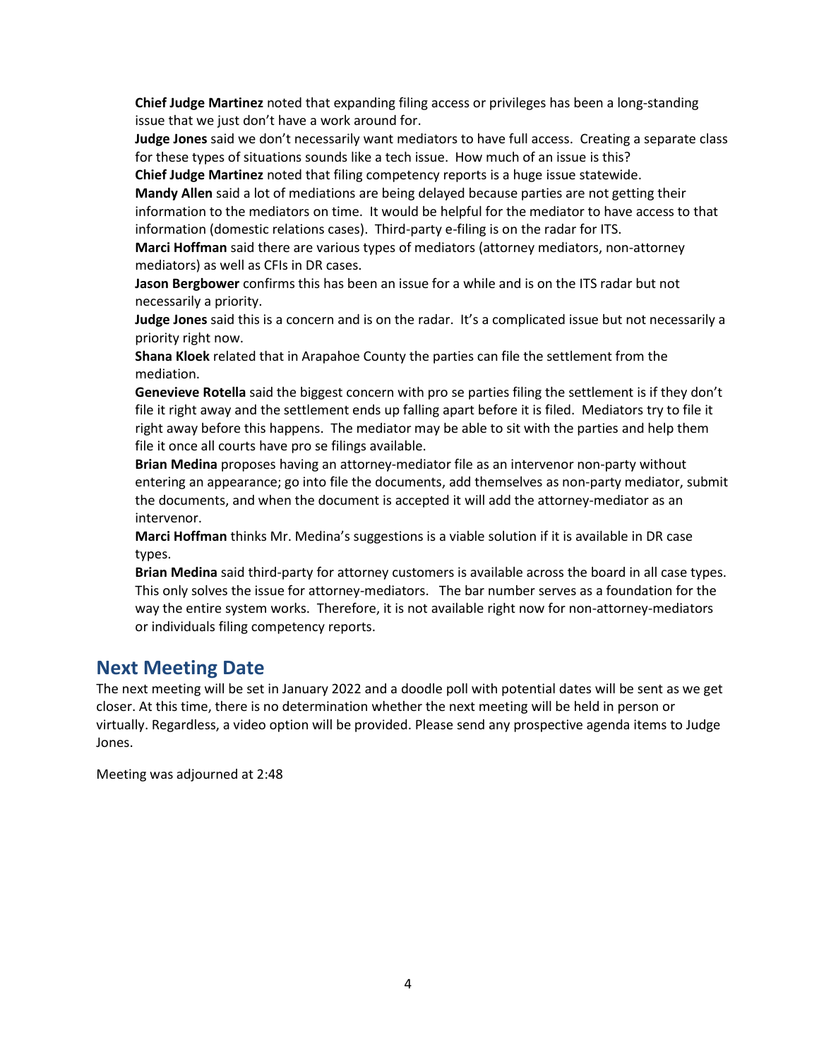**Chief Judge Martinez** noted that expanding filing access or privileges has been a long-standing issue that we just don't have a work around for.

**Judge Jones** said we don't necessarily want mediators to have full access. Creating a separate class for these types of situations sounds like a tech issue. How much of an issue is this?

**Chief Judge Martinez** noted that filing competency reports is a huge issue statewide.

**Mandy Allen** said a lot of mediations are being delayed because parties are not getting their information to the mediators on time. It would be helpful for the mediator to have access to that information (domestic relations cases). Third-party e-filing is on the radar for ITS.

**Marci Hoffman** said there are various types of mediators (attorney mediators, non-attorney mediators) as well as CFIs in DR cases.

**Jason Bergbower** confirms this has been an issue for a while and is on the ITS radar but not necessarily a priority.

**Judge Jones** said this is a concern and is on the radar. It's a complicated issue but not necessarily a priority right now.

**Shana Kloek** related that in Arapahoe County the parties can file the settlement from the mediation.

**Genevieve Rotella** said the biggest concern with pro se parties filing the settlement is if they don't file it right away and the settlement ends up falling apart before it is filed. Mediators try to file it right away before this happens. The mediator may be able to sit with the parties and help them file it once all courts have pro se filings available.

**Brian Medina** proposes having an attorney-mediator file as an intervenor non-party without entering an appearance; go into file the documents, add themselves as non-party mediator, submit the documents, and when the document is accepted it will add the attorney-mediator as an intervenor.

**Marci Hoffman** thinks Mr. Medina's suggestions is a viable solution if it is available in DR case types.

**Brian Medina** said third-party for attorney customers is available across the board in all case types. This only solves the issue for attorney-mediators. The bar number serves as a foundation for the way the entire system works. Therefore, it is not available right now for non-attorney-mediators or individuals filing competency reports.

## Next Meeting Date

The next meeting will be set in January 2022 and a doodle poll with potential dates will be sent as we get closer. At this time, there is no determination whether the next meeting will be held in person or virtually. Regardless, a video option will be provided. Please send any prospective agenda items to Judge Jones.

Meeting was adjourned at 2:48